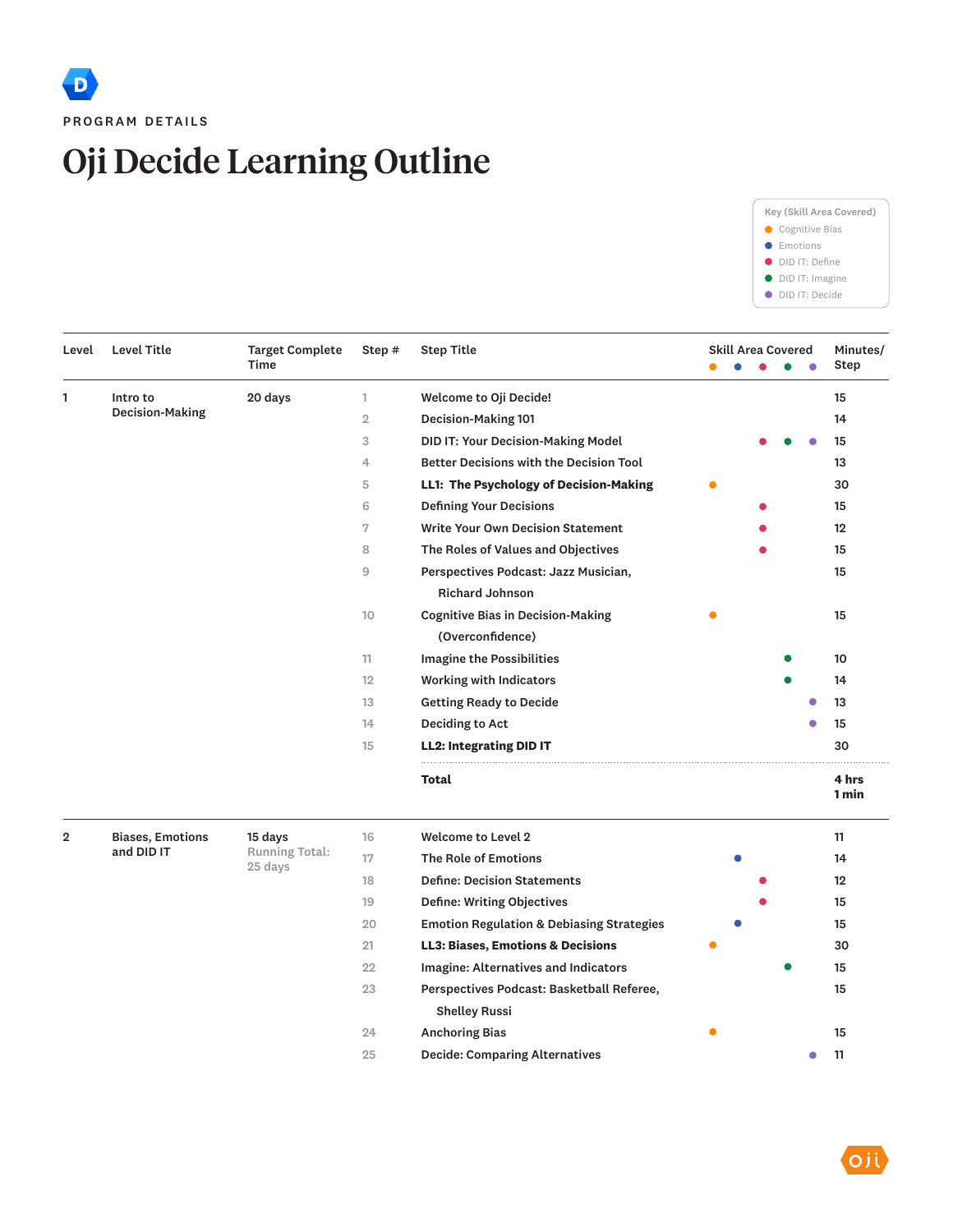PROGRAM DETAILS

# Oji Decide Learning Outline

**Key (Skill Area Covered)**

- ● Cognitive Bias
- ● Emotions
- ● DID IT: Define
- ● DID IT: Imagine
- ● DID IT: Decide

| Level | Level Title | Target Complete Time | Step # | Step Title | Cognitive Bias | Emotions | DID IT: Define | DID IT: Imagine | DID IT: Decide | Minutes/ Step |
|---|---|---|---|---|---|---|---|---|---|---|
| 1 | Intro to Decision-Making | 20 days | 1 | Welcome to Oji Decide! | | | | | | 15 |
| | | | 2 | Decision-Making 101 | | | | | | 14 |
| | | | 3 | DID IT: Your Decision-Making Model | | | ● | ● | ● | 15 |
| | | | 4 | Better Decisions with the Decision Tool | | | | | | 13 |
| | | | 5 | **LL1: The Psychology of Decision-Making** | ● | | | | | 30 |
| | | | 6 | Defining Your Decisions | | | ● | | | 15 |
| | | | 7 | Write Your Own Decision Statement | | | ● | | | 12 |
| | | | 8 | The Roles of Values and Objectives | | | ● | | | 15 |
| | | | 9 | Perspectives Podcast: Jazz Musician, Richard Johnson | | | | | | 15 |
| | | | 10 | Cognitive Bias in Decision-Making (Overconfidence) | ● | | | | | 15 |
| | | | 11 | Imagine the Possibilities | | | | ● | | 10 |
| | | | 12 | Working with Indicators | | | | ● | | 14 |
| | | | 13 | Getting Ready to Decide | | | | | ● | 13 |
| | | | 14 | Deciding to Act | | | | | ● | 15 |
| | | | 15 | **LL2: Integrating DID IT** | | | | | | 30 |
| | | | | **Total** | | | | | | **4 hrs 1 min** |
| 2 | Biases, Emotions and DID IT | 15 days Running Total: 25 days | 16 | Welcome to Level 2 | | | | | | 11 |
| | | | 17 | The Role of Emotions | | ● | | | | 14 |
| | | | 18 | Define: Decision Statements | | | ● | | | 12 |
| | | | 19 | Define: Writing Objectives | | | ● | | | 15 |
| | | | 20 | Emotion Regulation & Debiasing Strategies | | ● | | | | 15 |
| | | | 21 | **LL3: Biases, Emotions & Decisions** | ● | | | | | 30 |
| | | | 22 | Imagine: Alternatives and Indicators | | | | ● | | 15 |
| | | | 23 | Perspectives Podcast: Basketball Referee, Shelley Russi | | | | | | 15 |
| | | | 24 | Anchoring Bias | ● | | | | | 15 |
| | | | 25 | Decide: Comparing Alternatives | | | | | ● | 11 |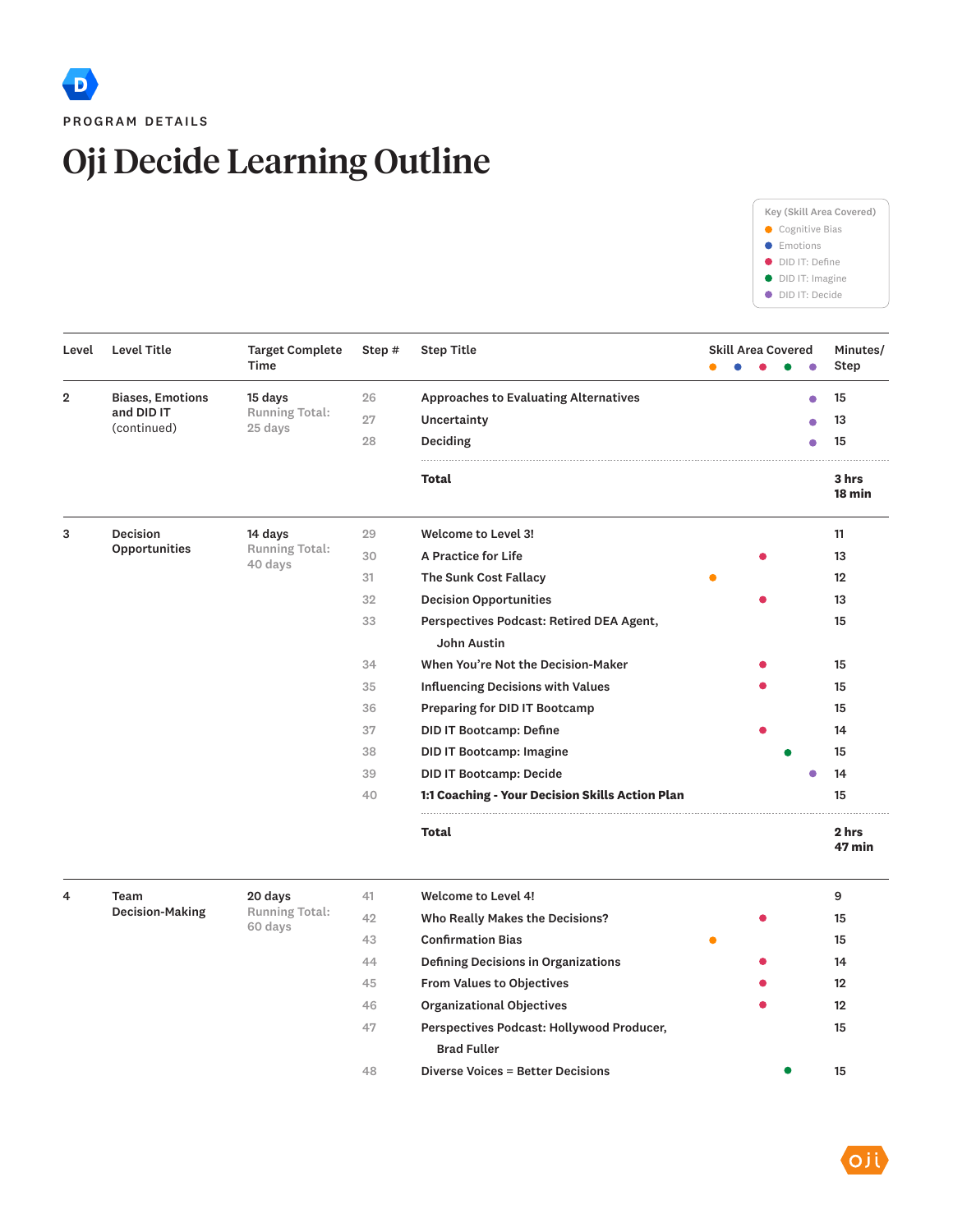PROGRAM DETAILS

# Oji Decide Learning Outline

**Key (Skill Area Covered)**
- ● Cognitive Bias (orange)
- ● Emotions (blue)
- ● DID IT: Define (red)
- ● DID IT: Imagine (green)
- ● DID IT: Decide (purple)

| Level | Level Title | Target Complete Time | Step # | Step Title | Cognitive Bias | Emotions | DID IT: Define | DID IT: Imagine | DID IT: Decide | Minutes/ Step |
|---|---|---|---|---|---|---|---|---|---|---|
| 2 | Biases, Emotions and DID IT (continued) | 15 days Running Total: 25 days | 26 | Approaches to Evaluating Alternatives | | | | | ● | 15 |
| | | | 27 | Uncertainty | | | | | ● | 13 |
| | | | 28 | Deciding | | | | | ● | 15 |
| | | | | **Total** | | | | | | **3 hrs 18 min** |
| 3 | Decision Opportunities | 14 days Running Total: 40 days | 29 | Welcome to Level 3! | | | | | | 11 |
| | | | 30 | A Practice for Life | | | ● | | | 13 |
| | | | 31 | The Sunk Cost Fallacy | ● | | | | | 12 |
| | | | 32 | Decision Opportunities | | | ● | | | 13 |
| | | | 33 | Perspectives Podcast: Retired DEA Agent, John Austin | | | | | | 15 |
| | | | 34 | When You're Not the Decision-Maker | | | ● | | | 15 |
| | | | 35 | Influencing Decisions with Values | | | ● | | | 15 |
| | | | 36 | Preparing for DID IT Bootcamp | | | | | | 15 |
| | | | 37 | DID IT Bootcamp: Define | | | ● | | | 14 |
| | | | 38 | DID IT Bootcamp: Imagine | | | | ● | | 15 |
| | | | 39 | DID IT Bootcamp: Decide | | | | | ● | 14 |
| | | | 40 | **1:1 Coaching - Your Decision Skills Action Plan** | | | | | | 15 |
| | | | | **Total** | | | | | | **2 hrs 47 min** |
| 4 | Team Decision-Making | 20 days Running Total: 60 days | 41 | Welcome to Level 4! | | | | | | 9 |
| | | | 42 | Who Really Makes the Decisions? | | | ● | | | 15 |
| | | | 43 | Confirmation Bias | ● | | | | | 15 |
| | | | 44 | Defining Decisions in Organizations | | | ● | | | 14 |
| | | | 45 | From Values to Objectives | | | ● | | | 12 |
| | | | 46 | Organizational Objectives | | | ● | | | 12 |
| | | | 47 | Perspectives Podcast: Hollywood Producer, Brad Fuller | | | | | | 15 |
| | | | 48 | Diverse Voices = Better Decisions | | | | ● | | 15 |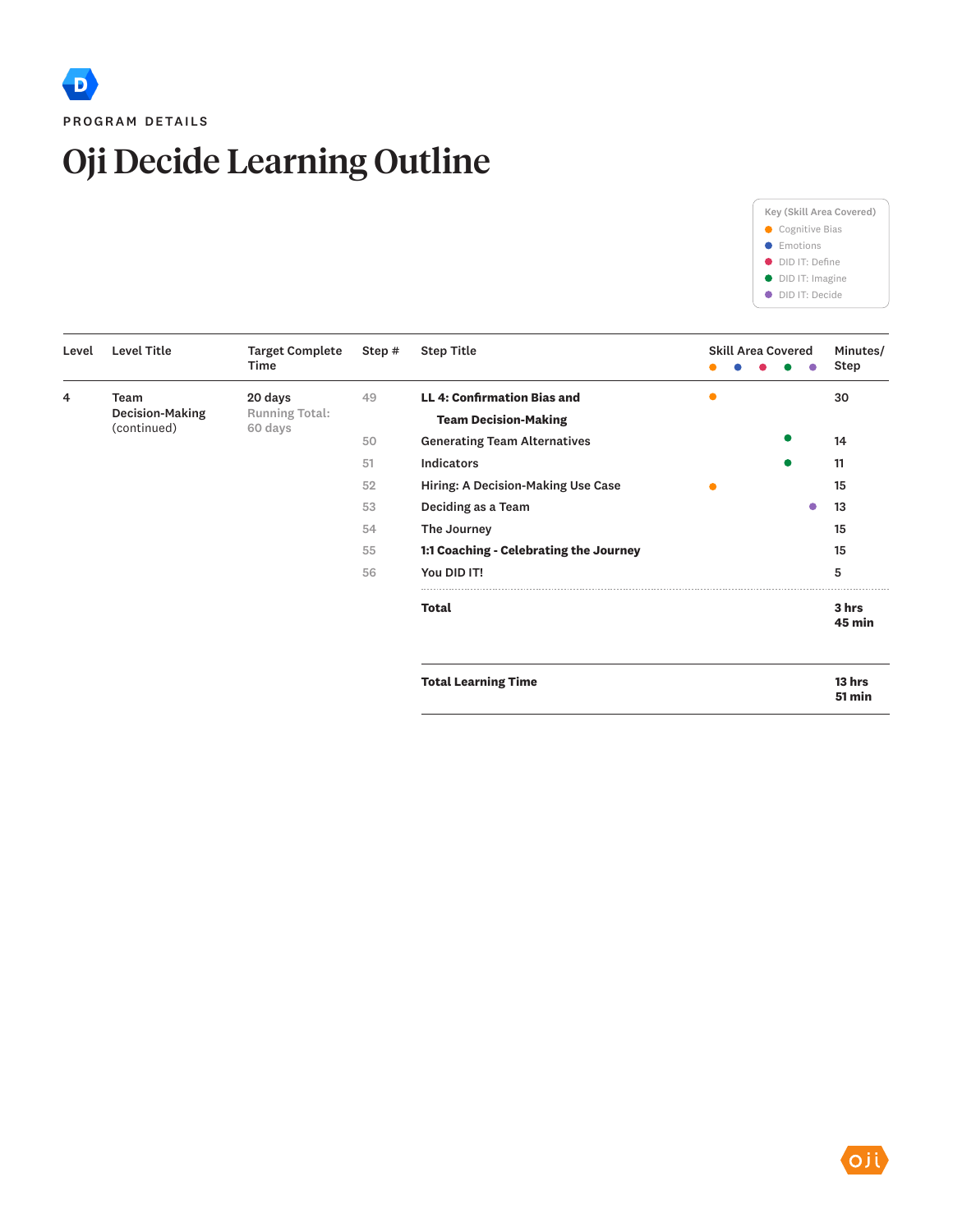PROGRAM DETAILS

# Oji Decide Learning Outline

Key (Skill Area Covered)
- Cognitive Bias
- Emotions
- DID IT: Define
- DID IT: Imagine
- DID IT: Decide

| Level | Level Title | Target Complete Time | Step # | Step Title | Cognitive Bias | Emotions | DID IT: Define | DID IT: Imagine | DID IT: Decide | Minutes/ Step |
|---|---|---|---|---|---|---|---|---|---|---|
| 4 | Team Decision-Making (continued) | 20 days Running Total: 60 days | 49 | **LL 4: Confirmation Bias and Team Decision-Making** | ● | | | | | 30 |
| | | | 50 | Generating Team Alternatives | | | | ● | | 14 |
| | | | 51 | Indicators | | | | ● | | 11 |
| | | | 52 | Hiring: A Decision-Making Use Case | ● | | | | | 15 |
| | | | 53 | Deciding as a Team | | | | | ● | 13 |
| | | | 54 | The Journey | | | | | | 15 |
| | | | 55 | **1:1 Coaching - Celebrating the Journey** | | | | | | 15 |
| | | | 56 | You DID IT! | | | | | | 5 |
| | | | | **Total** | | | | | | **3 hrs 45 min** |
| | | | | **Total Learning Time** | | | | | | **13 hrs 51 min** |